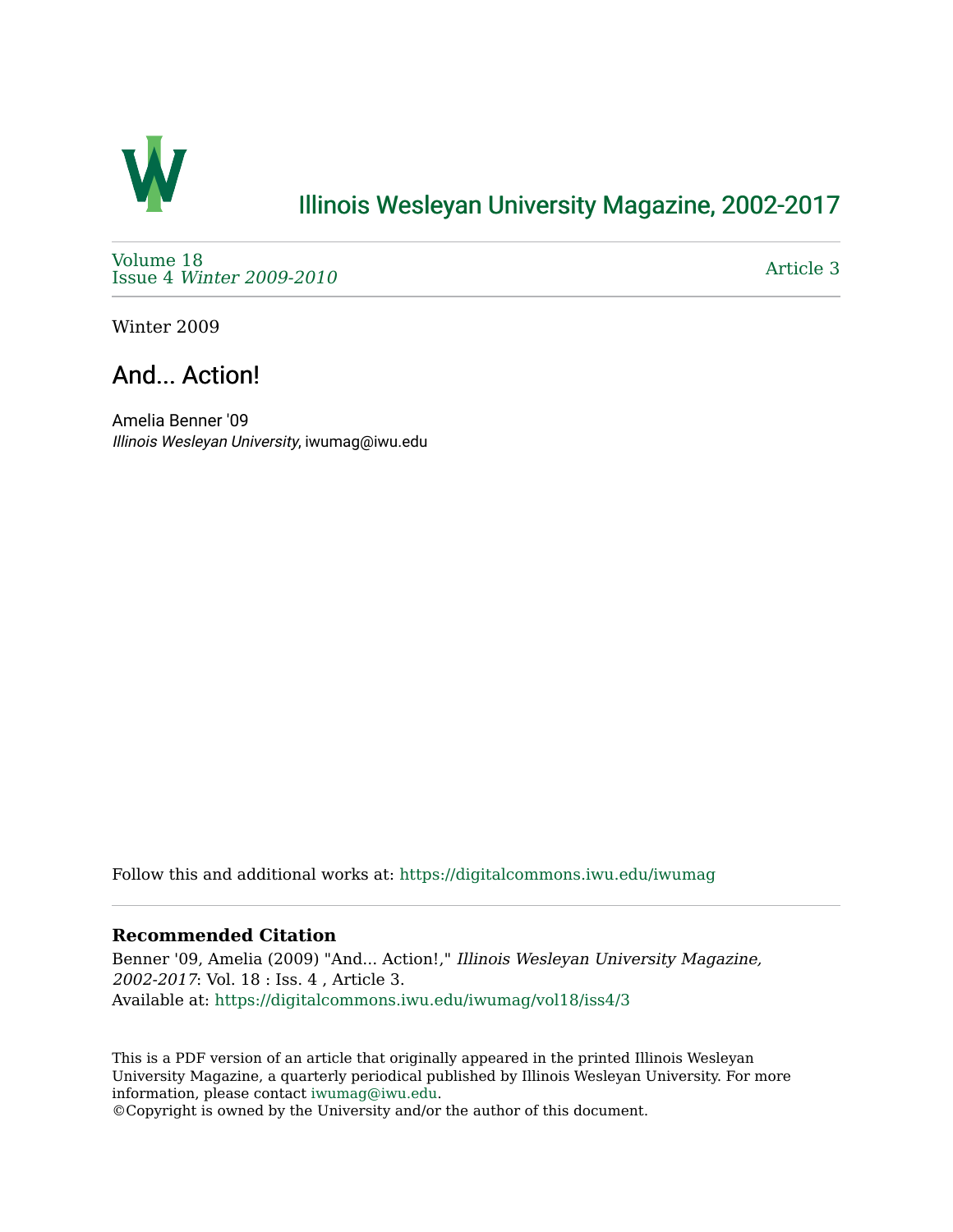# Illinois Wesleyan University Magazine, 2002-2017

Volume 18
Issue 4 *Winter 2009-2010*

Article 3

Winter 2009

## And... Action!

Amelia Benner '09
*Illinois Wesleyan University*, iwumag@iwu.edu

Follow this and additional works at: https://digitalcommons.iwu.edu/iwumag

### Recommended Citation

Benner '09, Amelia (2009) "And... Action!," *Illinois Wesleyan University Magazine, 2002-2017*: Vol. 18 : Iss. 4 , Article 3.
Available at: https://digitalcommons.iwu.edu/iwumag/vol18/iss4/3

This is a PDF version of an article that originally appeared in the printed Illinois Wesleyan University Magazine, a quarterly periodical published by Illinois Wesleyan University. For more information, please contact iwumag@iwu.edu.
©Copyright is owned by the University and/or the author of this document.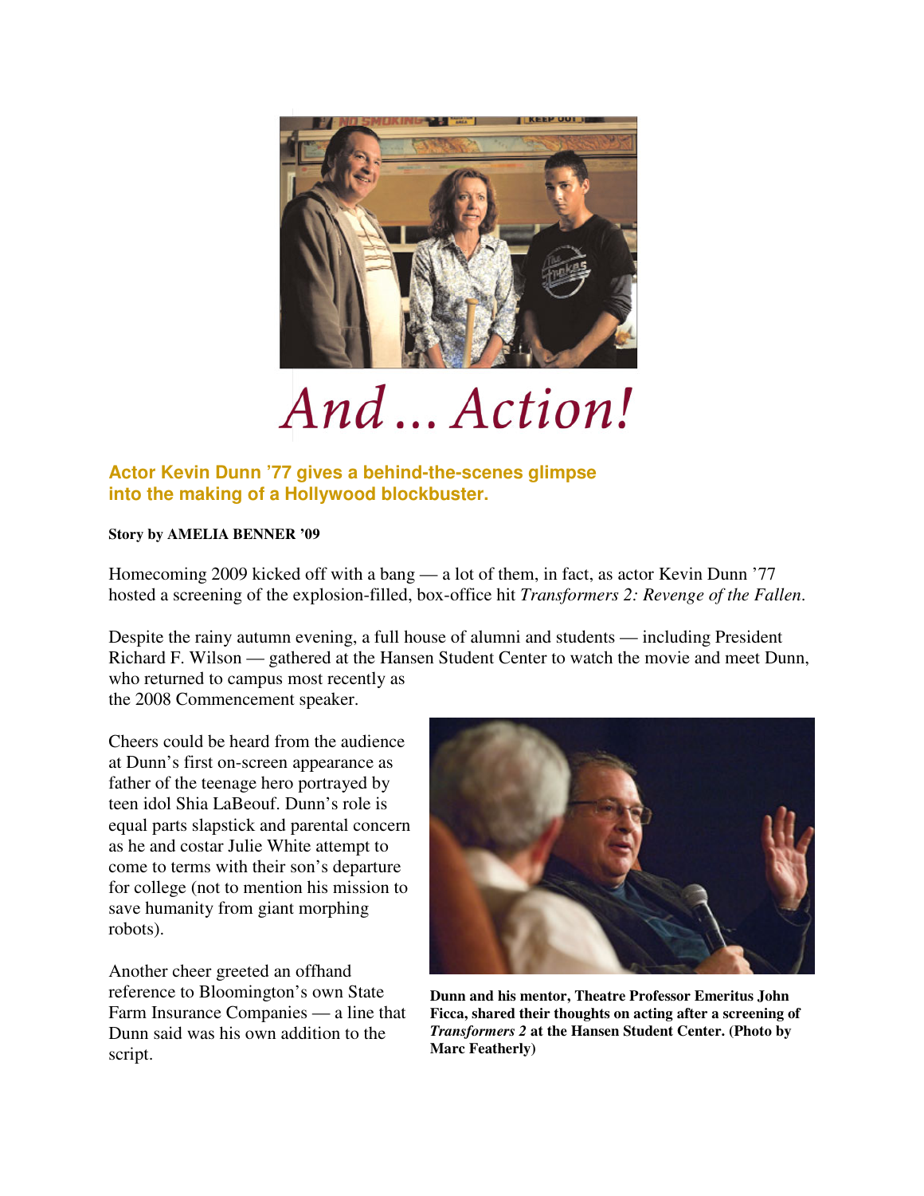# *And ... Action!*

**Actor Kevin Dunn '77 gives a behind-the-scenes glimpse into the making of a Hollywood blockbuster.**

**Story by AMELIA BENNER '09**

Homecoming 2009 kicked off with a bang — a lot of them, in fact, as actor Kevin Dunn '77 hosted a screening of the explosion-filled, box-office hit *Transformers 2: Revenge of the Fallen*.

Despite the rainy autumn evening, a full house of alumni and students — including President Richard F. Wilson — gathered at the Hansen Student Center to watch the movie and meet Dunn, who returned to campus most recently as the 2008 Commencement speaker.

Cheers could be heard from the audience at Dunn's first on-screen appearance as father of the teenage hero portrayed by teen idol Shia LaBeouf. Dunn's role is equal parts slapstick and parental concern as he and costar Julie White attempt to come to terms with their son's departure for college (not to mention his mission to save humanity from giant morphing robots).

Another cheer greeted an offhand reference to Bloomington's own State Farm Insurance Companies — a line that Dunn said was his own addition to the script.

**Dunn and his mentor, Theatre Professor Emeritus John Ficca, shared their thoughts on acting after a screening of *Transformers 2* at the Hansen Student Center. (Photo by Marc Featherly)**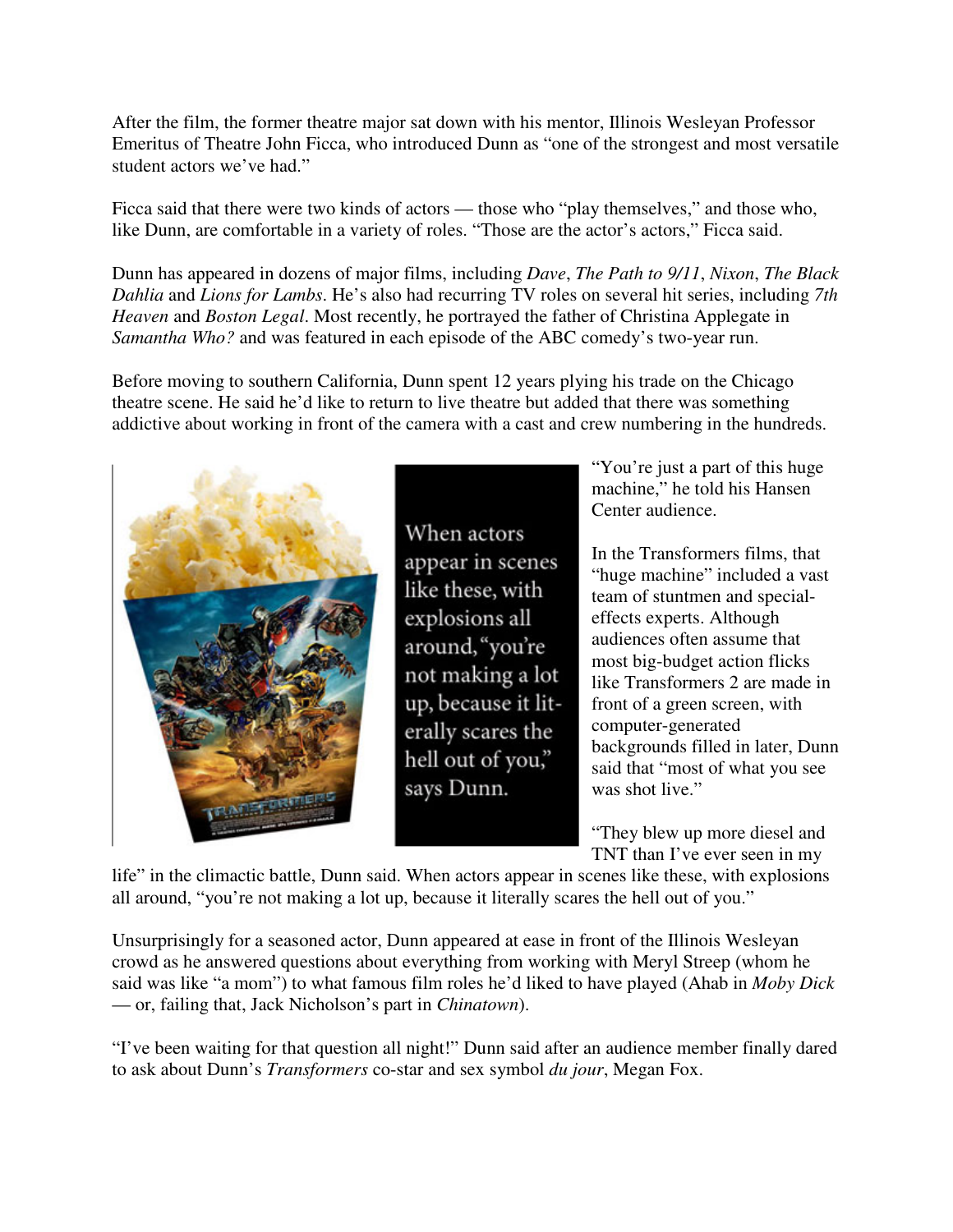After the film, the former theatre major sat down with his mentor, Illinois Wesleyan Professor Emeritus of Theatre John Ficca, who introduced Dunn as "one of the strongest and most versatile student actors we've had."

Ficca said that there were two kinds of actors — those who "play themselves," and those who, like Dunn, are comfortable in a variety of roles. "Those are the actor's actors," Ficca said.

Dunn has appeared in dozens of major films, including *Dave*, *The Path to 9/11*, *Nixon*, *The Black Dahlia* and *Lions for Lambs*. He's also had recurring TV roles on several hit series, including *7th Heaven* and *Boston Legal*. Most recently, he portrayed the father of Christina Applegate in *Samantha Who?* and was featured in each episode of the ABC comedy's two-year run.

Before moving to southern California, Dunn spent 12 years plying his trade on the Chicago theatre scene. He said he'd like to return to live theatre but added that there was something addictive about working in front of the camera with a cast and crew numbering in the hundreds.

When actors appear in scenes like these, with explosions all around, "you're not making a lot up, because it literally scares the hell out of you," says Dunn.

"You're just a part of this huge machine," he told his Hansen Center audience.

In the Transformers films, that "huge machine" included a vast team of stuntmen and special-effects experts. Although audiences often assume that most big-budget action flicks like Transformers 2 are made in front of a green screen, with computer-generated backgrounds filled in later, Dunn said that "most of what you see was shot live."

"They blew up more diesel and TNT than I've ever seen in my life" in the climactic battle, Dunn said. When actors appear in scenes like these, with explosions all around, "you're not making a lot up, because it literally scares the hell out of you."

Unsurprisingly for a seasoned actor, Dunn appeared at ease in front of the Illinois Wesleyan crowd as he answered questions about everything from working with Meryl Streep (whom he said was like "a mom") to what famous film roles he'd liked to have played (Ahab in *Moby Dick* — or, failing that, Jack Nicholson's part in *Chinatown*).

"I've been waiting for that question all night!" Dunn said after an audience member finally dared to ask about Dunn's *Transformers* co-star and sex symbol *du jour*, Megan Fox.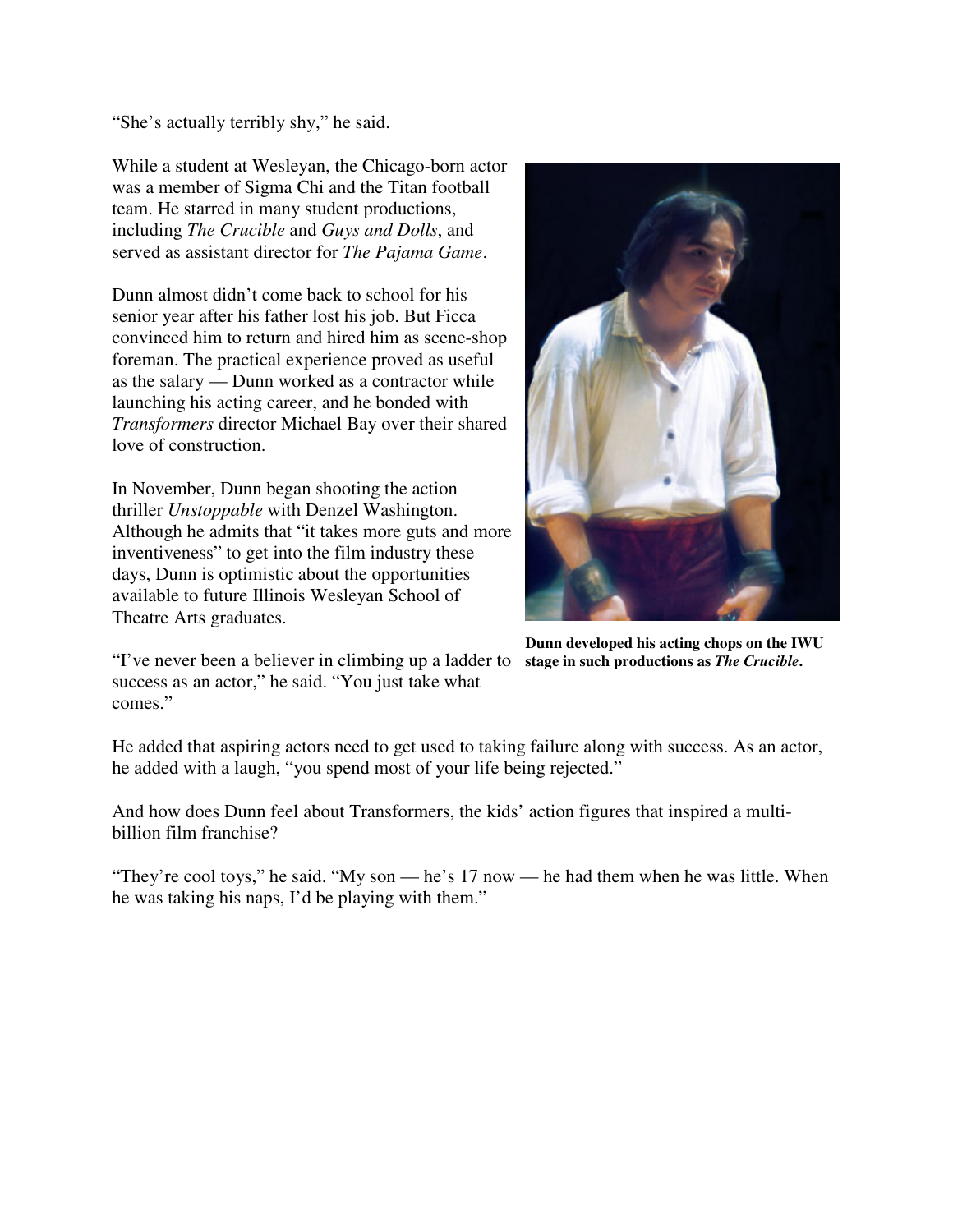"She's actually terribly shy," he said.

While a student at Wesleyan, the Chicago-born actor was a member of Sigma Chi and the Titan football team. He starred in many student productions, including *The Crucible* and *Guys and Dolls*, and served as assistant director for *The Pajama Game*.

Dunn almost didn't come back to school for his senior year after his father lost his job. But Ficca convinced him to return and hired him as scene-shop foreman. The practical experience proved as useful as the salary — Dunn worked as a contractor while launching his acting career, and he bonded with *Transformers* director Michael Bay over their shared love of construction.

In November, Dunn began shooting the action thriller *Unstoppable* with Denzel Washington. Although he admits that "it takes more guts and more inventiveness" to get into the film industry these days, Dunn is optimistic about the opportunities available to future Illinois Wesleyan School of Theatre Arts graduates.

**Dunn developed his acting chops on the IWU stage in such productions as *The Crucible*.**

"I've never been a believer in climbing up a ladder to success as an actor," he said. "You just take what comes."

He added that aspiring actors need to get used to taking failure along with success. As an actor, he added with a laugh, "you spend most of your life being rejected."

And how does Dunn feel about Transformers, the kids' action figures that inspired a multi-billion film franchise?

"They're cool toys," he said. "My son — he's 17 now — he had them when he was little. When he was taking his naps, I'd be playing with them."